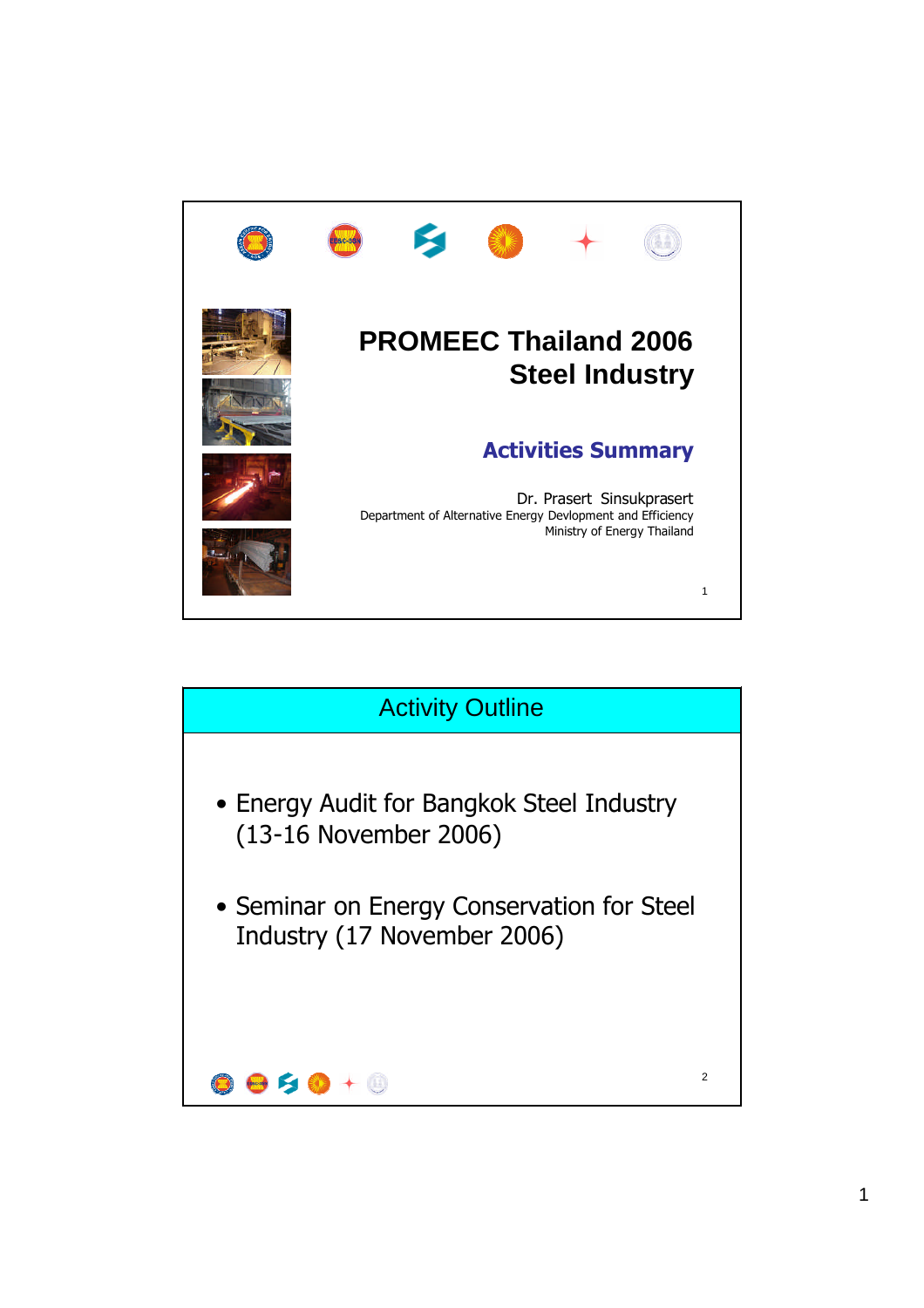# PROMEEC Thailand 2006
# Steel Industry

## Activities Summary

Dr. Prasert Sinsukprasert
Department of Alternative Energy Devlopment and Efficiency
Ministry of Energy Thailand

## Activity Outline

- Energy Audit for Bangkok Steel Industry (13-16 November 2006)
- Seminar on Energy Conservation for Steel Industry (17 November 2006)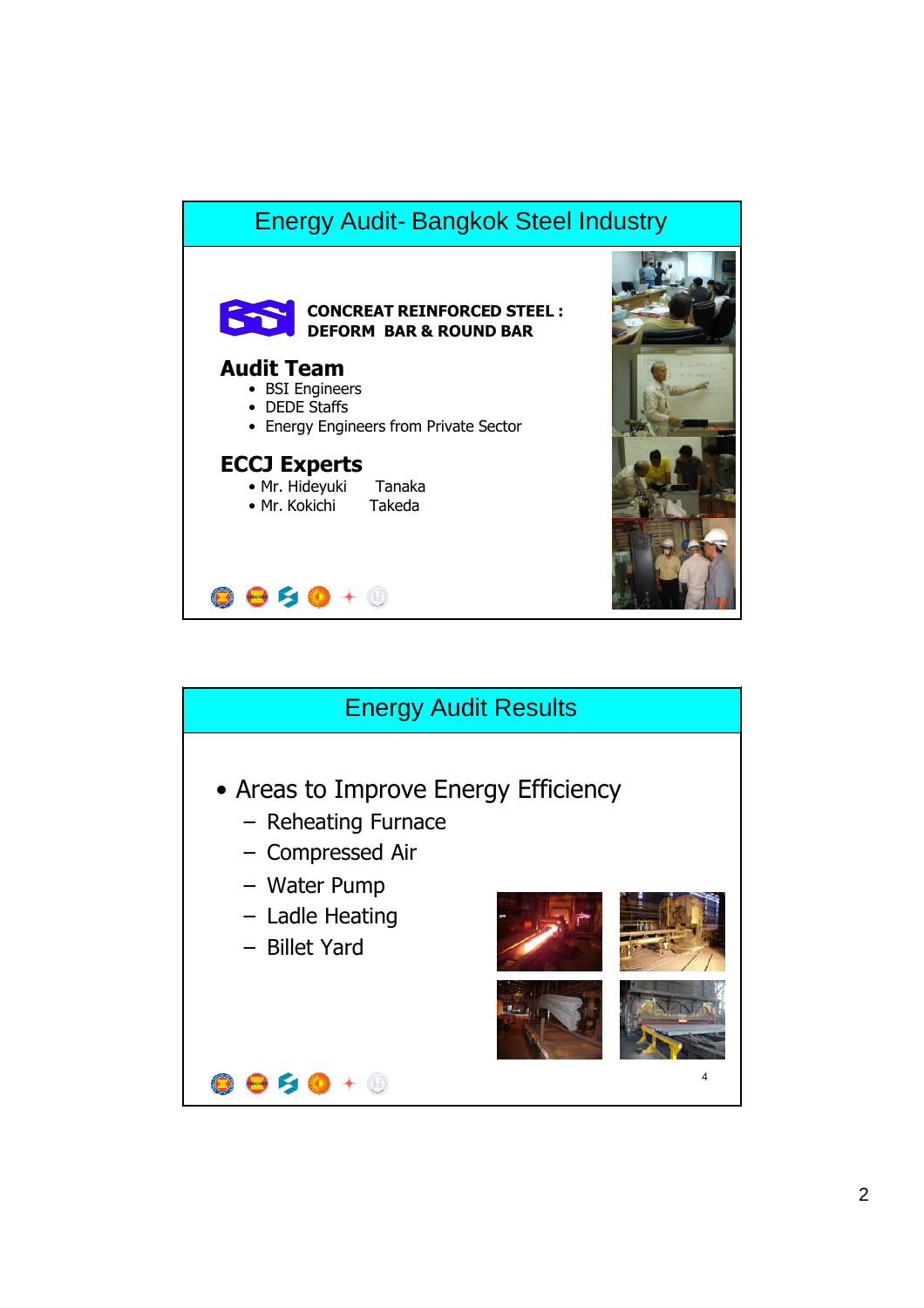## Energy Audit- Bangkok Steel Industry

**CONCREAT REINFORCED STEEL : DEFORM BAR & ROUND BAR**

### Audit Team

- BSI Engineers
- DEDE Staffs
- Energy Engineers from Private Sector

### ECCJ Experts

- Mr. Hideyuki Tanaka
- Mr. Kokichi Takeda

## Energy Audit Results

- Areas to Improve Energy Efficiency
  - Reheating Furnace
  - Compressed Air
  - Water Pump
  - Ladle Heating
  - Billet Yard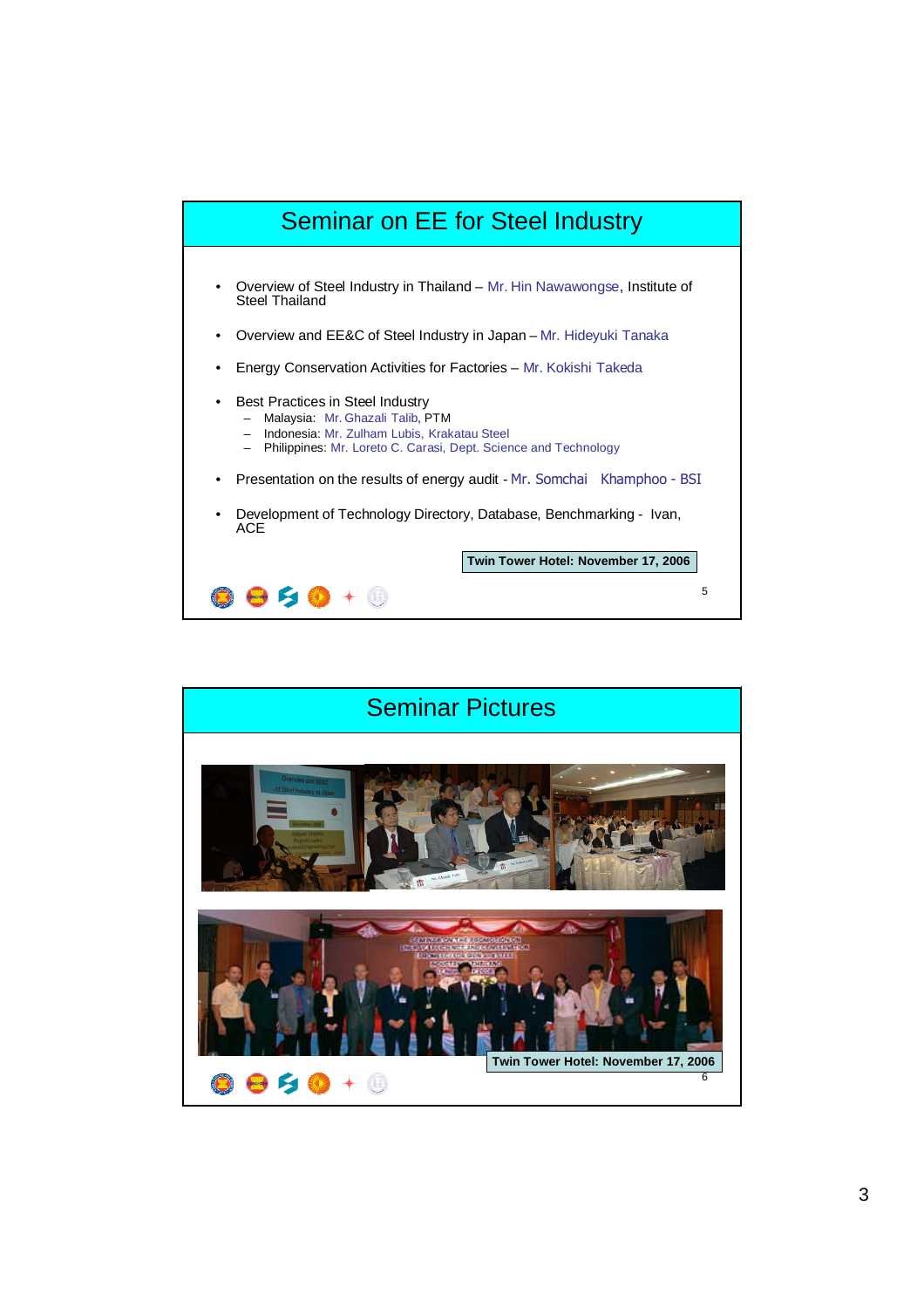# Seminar on EE for Steel Industry

- Overview of Steel Industry in Thailand – Mr. Hin Nawawongse, Institute of Steel Thailand
- Overview and EE&C of Steel Industry in Japan – Mr. Hideyuki Tanaka
- Energy Conservation Activities for Factories – Mr. Kokishi Takeda
- Best Practices in Steel Industry
  - Malaysia: Mr. Ghazali Talib, PTM
  - Indonesia: Mr. Zulham Lubis, Krakatau Steel
  - Philippines: Mr. Loreto C. Carasi, Dept. Science and Technology
- Presentation on the results of energy audit - Mr. Somchai Khamphoo - BSI
- Development of Technology Directory, Database, Benchmarking - Ivan, ACE

**Twin Tower Hotel: November 17, 2006**

# Seminar Pictures

**Twin Tower Hotel: November 17, 2006**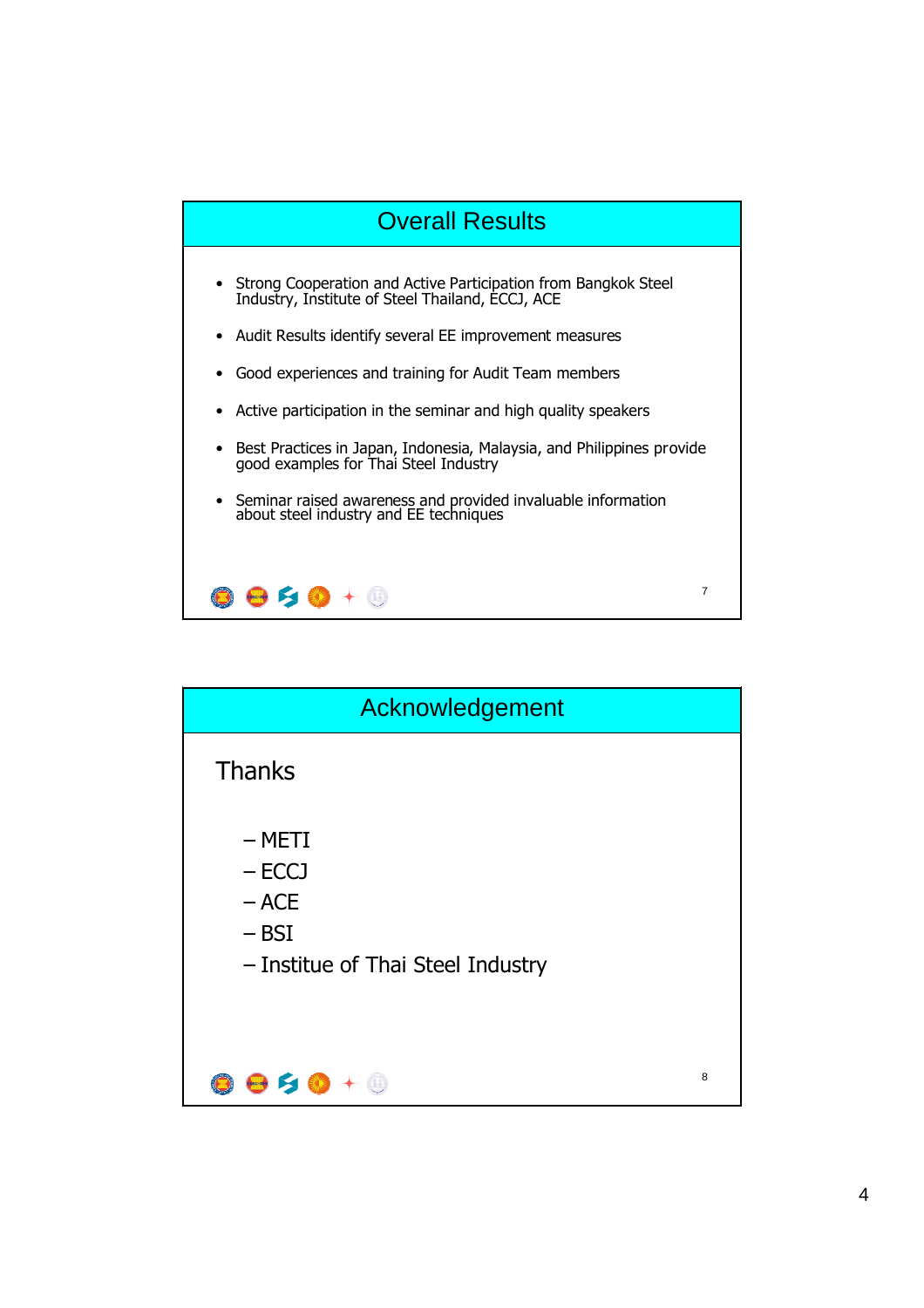## Overall Results

- Strong Cooperation and Active Participation from Bangkok Steel Industry, Institute of Steel Thailand, ECCJ, ACE
- Audit Results identify several EE improvement measures
- Good experiences and training for Audit Team members
- Active participation in the seminar and high quality speakers
- Best Practices in Japan, Indonesia, Malaysia, and Philippines provide good examples for Thai Steel Industry
- Seminar raised awareness and provided invaluable information about steel industry and EE techniques

## Acknowledgement

Thanks

- METI
- ECCJ
- ACE
- BSI
- Institue of Thai Steel Industry